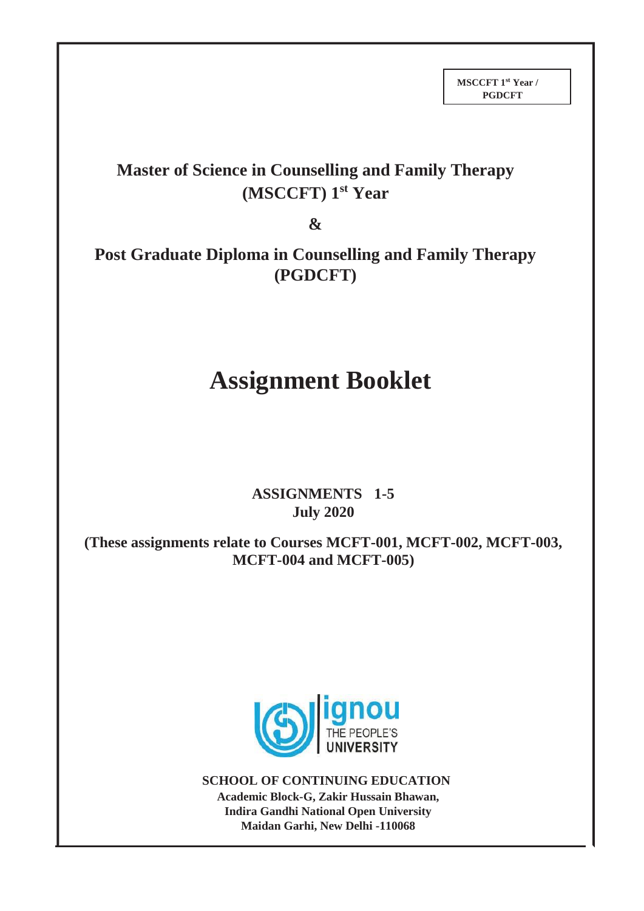**MSCCFT 1st Year / PGDCFT**

# Master of Science in Counselling and Family Therapy (MSCCFT) 1st Year

**&**

# Post Graduate Diploma in Counselling and Family Therapy (PGDCFT)

# Assignment Booklet

**ASSIGNMENTS 1-5**
**July 2020**

**(These assignments relate to Courses MCFT-001, MCFT-002, MCFT-003, MCFT-004 and MCFT-005)**

ignou
THE PEOPLE'S UNIVERSITY

**SCHOOL OF CONTINUING EDUCATION**
**Academic Block-G, Zakir Hussain Bhawan,**
**Indira Gandhi National Open University**
**Maidan Garhi, New Delhi -110068**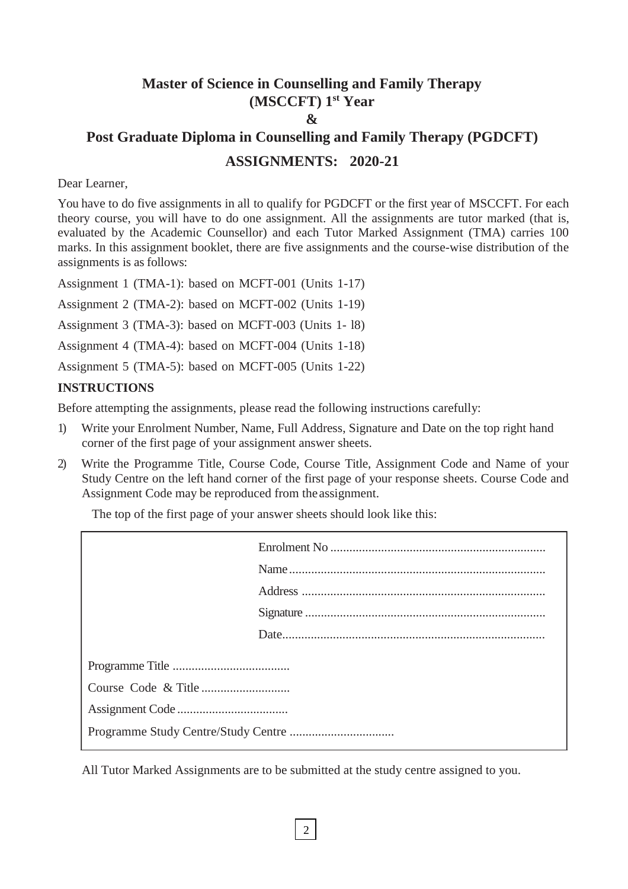# Master of Science in Counselling and Family Therapy (MSCCFT) 1st Year

# &

# Post Graduate Diploma in Counselling and Family Therapy (PGDCFT)

## ASSIGNMENTS: 2020-21

Dear Learner,

You have to do five assignments in all to qualify for PGDCFT or the first year of MSCCFT. For each theory course, you will have to do one assignment. All the assignments are tutor marked (that is, evaluated by the Academic Counsellor) and each Tutor Marked Assignment (TMA) carries 100 marks. In this assignment booklet, there are five assignments and the course-wise distribution of the assignments is as follows:

Assignment 1 (TMA-1): based on MCFT-001 (Units 1-17)

Assignment 2 (TMA-2): based on MCFT-002 (Units 1-19)

Assignment 3 (TMA-3): based on MCFT-003 (Units 1- l8)

Assignment 4 (TMA-4): based on MCFT-004 (Units 1-18)

Assignment 5 (TMA-5): based on MCFT-005 (Units 1-22)

**INSTRUCTIONS**

Before attempting the assignments, please read the following instructions carefully:

1) Write your Enrolment Number, Name, Full Address, Signature and Date on the top right hand corner of the first page of your assignment answer sheets.

2) Write the Programme Title, Course Code, Course Title, Assignment Code and Name of your Study Centre on the left hand corner of the first page of your response sheets. Course Code and Assignment Code may be reproduced from the assignment.

   The top of the first page of your answer sheets should look like this:

```
                                   Enrolment No ....................................................
                                   Name ............................................................
                                   Address .........................................................
                                   Signature .......................................................
                                   Date.............................................................

Programme Title ....................................
Course Code & Title ............................
Assignment Code ..................................
Programme Study Centre/Study Centre .................................
```

All Tutor Marked Assignments are to be submitted at the study centre assigned to you.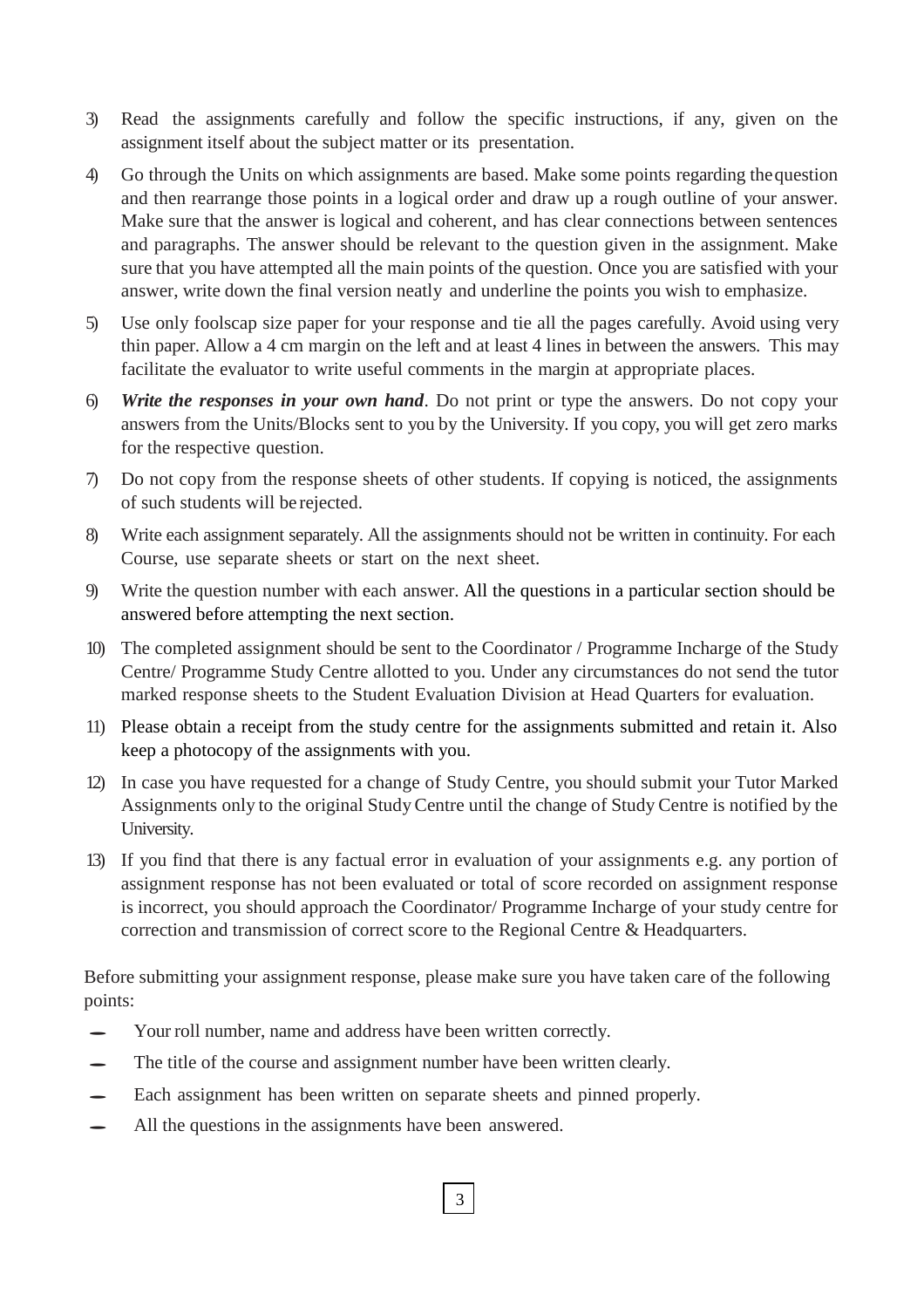3) Read the assignments carefully and follow the specific instructions, if any, given on the assignment itself about the subject matter or its presentation.

4) Go through the Units on which assignments are based. Make some points regarding the question and then rearrange those points in a logical order and draw up a rough outline of your answer. Make sure that the answer is logical and coherent, and has clear connections between sentences and paragraphs. The answer should be relevant to the question given in the assignment. Make sure that you have attempted all the main points of the question. Once you are satisfied with your answer, write down the final version neatly and underline the points you wish to emphasize.

5) Use only foolscap size paper for your response and tie all the pages carefully. Avoid using very thin paper. Allow a 4 cm margin on the left and at least 4 lines in between the answers. This may facilitate the evaluator to write useful comments in the margin at appropriate places.

6) ***Write the responses in your own hand***. Do not print or type the answers. Do not copy your answers from the Units/Blocks sent to you by the University. If you copy, you will get zero marks for the respective question.

7) Do not copy from the response sheets of other students. If copying is noticed, the assignments of such students will be rejected.

8) Write each assignment separately. All the assignments should not be written in continuity. For each Course, use separate sheets or start on the next sheet.

9) Write the question number with each answer. All the questions in a particular section should be answered before attempting the next section.

10) The completed assignment should be sent to the Coordinator / Programme Incharge of the Study Centre/ Programme Study Centre allotted to you. Under any circumstances do not send the tutor marked response sheets to the Student Evaluation Division at Head Quarters for evaluation.

11) Please obtain a receipt from the study centre for the assignments submitted and retain it. Also keep a photocopy of the assignments with you.

12) In case you have requested for a change of Study Centre, you should submit your Tutor Marked Assignments only to the original Study Centre until the change of Study Centre is notified by the University.

13) If you find that there is any factual error in evaluation of your assignments e.g. any portion of assignment response has not been evaluated or total of score recorded on assignment response is incorrect, you should approach the Coordinator/ Programme Incharge of your study centre for correction and transmission of correct score to the Regional Centre & Headquarters.

Before submitting your assignment response, please make sure you have taken care of the following points:

- Your roll number, name and address have been written correctly.
- The title of the course and assignment number have been written clearly.
- Each assignment has been written on separate sheets and pinned properly.
- All the questions in the assignments have been answered.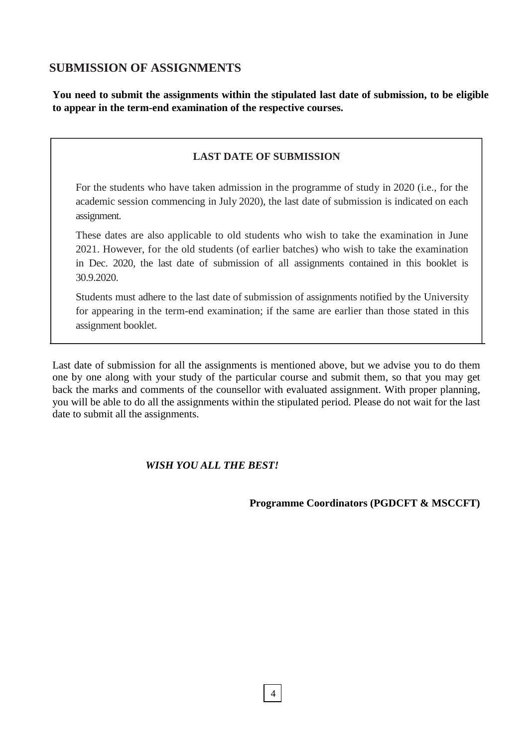## SUBMISSION OF ASSIGNMENTS

**You need to submit the assignments within the stipulated last date of submission, to be eligible to appear in the term-end examination of the respective courses.**

### LAST DATE OF SUBMISSION

For the students who have taken admission in the programme of study in 2020 (i.e., for the academic session commencing in July 2020), the last date of submission is indicated on each assignment.

These dates are also applicable to old students who wish to take the examination in June 2021. However, for the old students (of earlier batches) who wish to take the examination in Dec. 2020, the last date of submission of all assignments contained in this booklet is 30.9.2020.

Students must adhere to the last date of submission of assignments notified by the University for appearing in the term-end examination; if the same are earlier than those stated in this assignment booklet.

Last date of submission for all the assignments is mentioned above, but we advise you to do them one by one along with your study of the particular course and submit them, so that you may get back the marks and comments of the counsellor with evaluated assignment. With proper planning, you will be able to do all the assignments within the stipulated period. Please do not wait for the last date to submit all the assignments.

***WISH YOU ALL THE BEST!***

**Programme Coordinators (PGDCFT & MSCCFT)**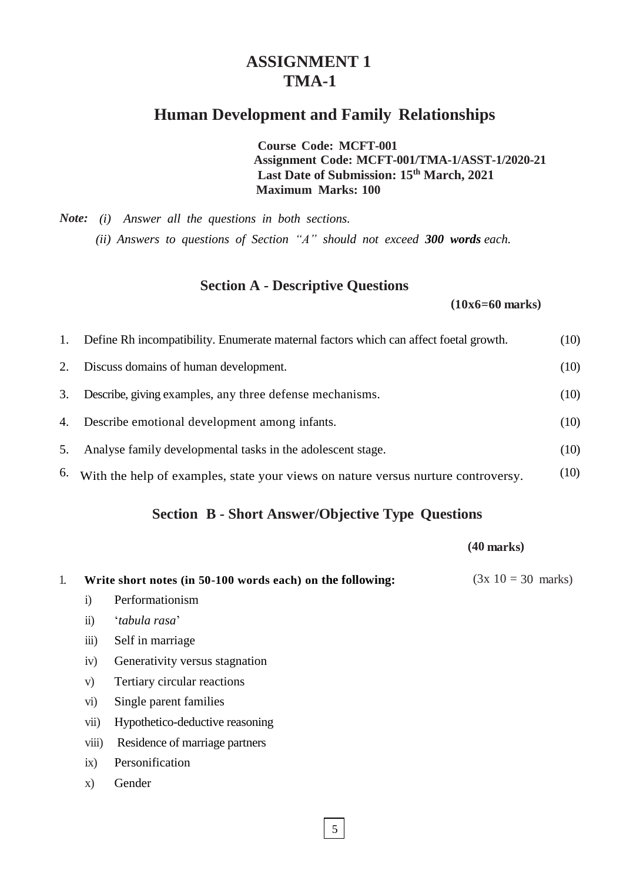# ASSIGNMENT 1
# TMA-1

## Human Development and Family Relationships

**Course Code: MCFT-001**
**Assignment Code: MCFT-001/TMA-1/ASST-1/2020-21**
**Last Date of Submission: 15th March, 2021**
**Maximum Marks: 100**

***Note:*** *(i) Answer all the questions in both sections.*

*(ii) Answers to questions of Section "A" should not exceed **300 words** each.*

### Section A - Descriptive Questions

**(10x6=60 marks)**

1. Define Rh incompatibility. Enumerate maternal factors which can affect foetal growth. (10)
2. Discuss domains of human development. (10)
3. Describe, giving examples, any three defense mechanisms. (10)
4. Describe emotional development among infants. (10)
5. Analyse family developmental tasks in the adolescent stage. (10)
6. With the help of examples, state your views on nature versus nurture controversy. (10)

### Section B - Short Answer/Objective Type Questions

**(40 marks)**

1. **Write short notes (in 50-100 words each) on the following:** (3x 10 = 30 marks)
   - i) Performationism
   - ii) '*tabula rasa*'
   - iii) Self in marriage
   - iv) Generativity versus stagnation
   - v) Tertiary circular reactions
   - vi) Single parent families
   - vii) Hypothetico-deductive reasoning
   - viii) Residence of marriage partners
   - ix) Personification
   - x) Gender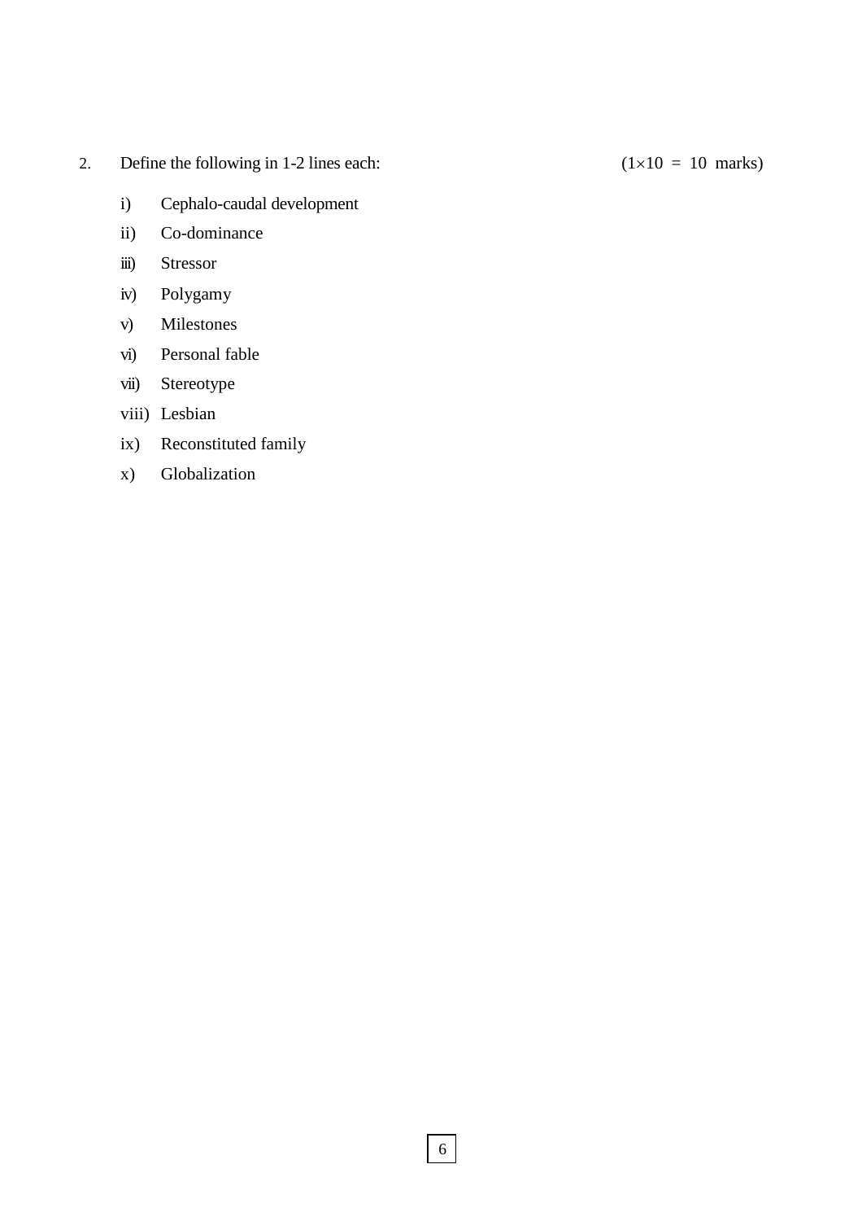2. Define the following in 1-2 lines each: (1×10 = 10 marks)

i) Cephalo-caudal development

ii) Co-dominance

iii) Stressor

iv) Polygamy

v) Milestones

vi) Personal fable

vii) Stereotype

viii) Lesbian

ix) Reconstituted family

x) Globalization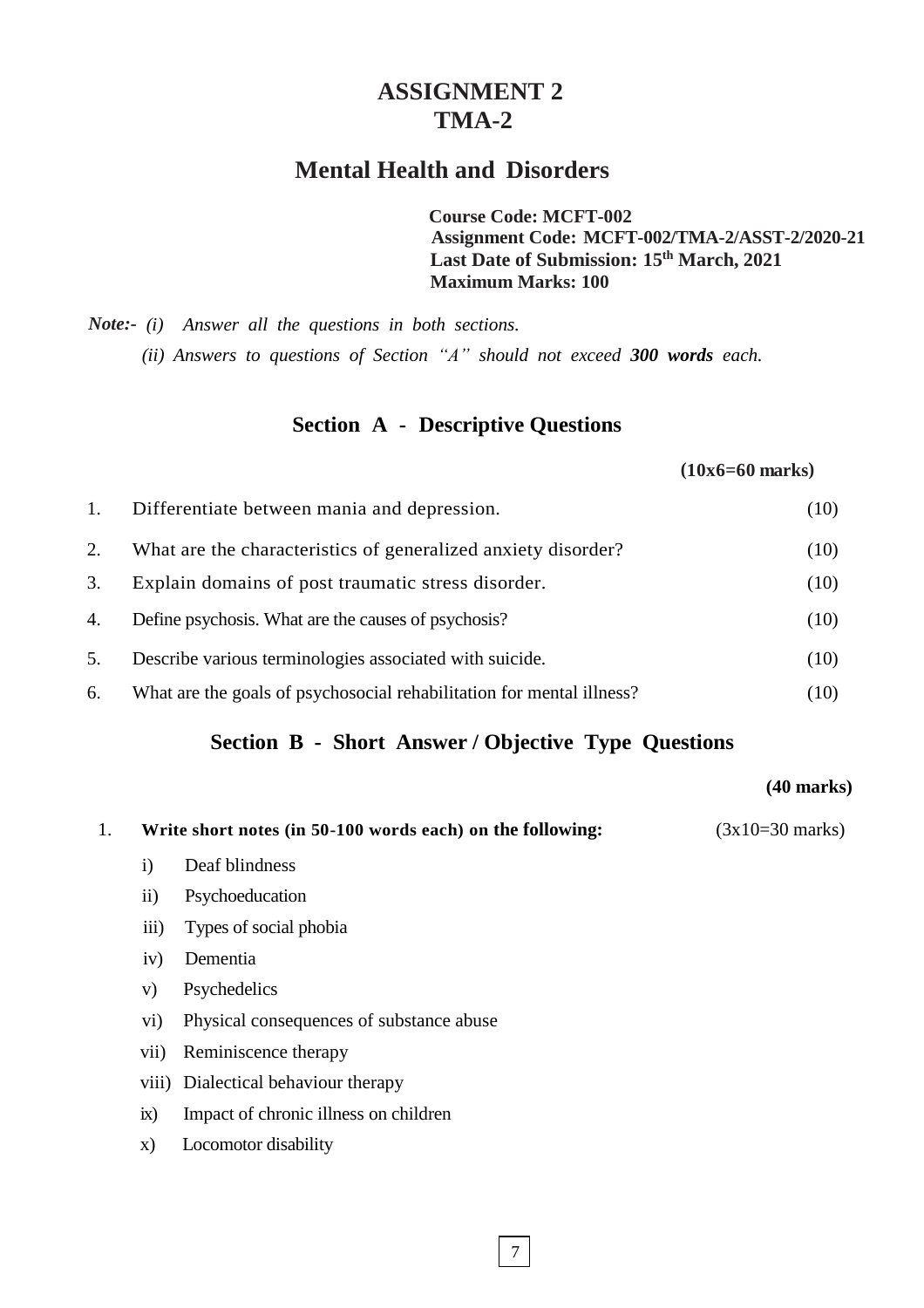# ASSIGNMENT 2
# TMA-2

## Mental Health and Disorders

**Course Code: MCFT-002**
**Assignment Code: MCFT-002/TMA-2/ASST-2/2020-21**
**Last Date of Submission: 15th March, 2021**
**Maximum Marks: 100**

***Note:-*** *(i) Answer all the questions in both sections.*

*(ii) Answers to questions of Section "A" should not exceed **300 words** each.*

### Section A - Descriptive Questions

**(10x6=60 marks)**

1. Differentiate between mania and depression. (10)
2. What are the characteristics of generalized anxiety disorder? (10)
3. Explain domains of post traumatic stress disorder. (10)
4. Define psychosis. What are the causes of psychosis? (10)
5. Describe various terminologies associated with suicide. (10)
6. What are the goals of psychosocial rehabilitation for mental illness? (10)

### Section B - Short Answer / Objective Type Questions

**(40 marks)**

1. **Write short notes (in 50-100 words each) on the following:** (3x10=30 marks)

   i) Deaf blindness

   ii) Psychoeducation

   iii) Types of social phobia

   iv) Dementia

   v) Psychedelics

   vi) Physical consequences of substance abuse

   vii) Reminiscence therapy

   viii) Dialectical behaviour therapy

   ix) Impact of chronic illness on children

   x) Locomotor disability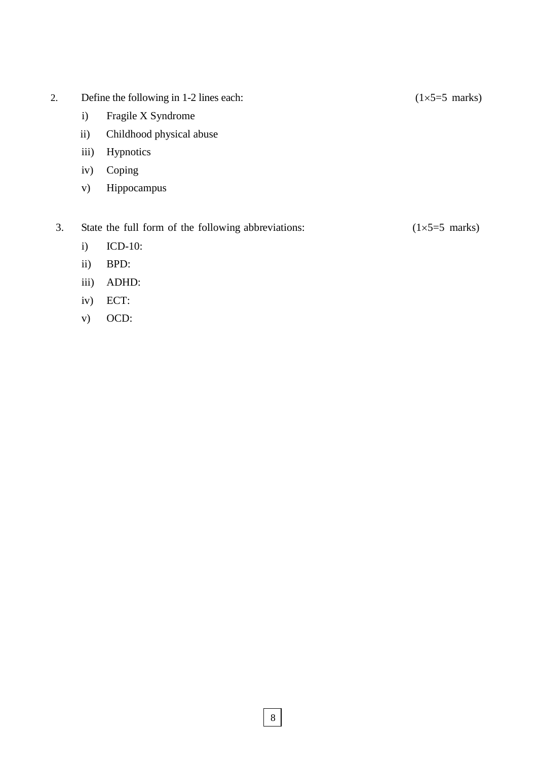2. Define the following in 1-2 lines each: (1×5=5 marks)

   i) Fragile X Syndrome

   ii) Childhood physical abuse

   iii) Hypnotics

   iv) Coping

   v) Hippocampus

3. State the full form of the following abbreviations: (1×5=5 marks)

   i) ICD-10:

   ii) BPD:

   iii) ADHD:

   iv) ECT:

   v) OCD: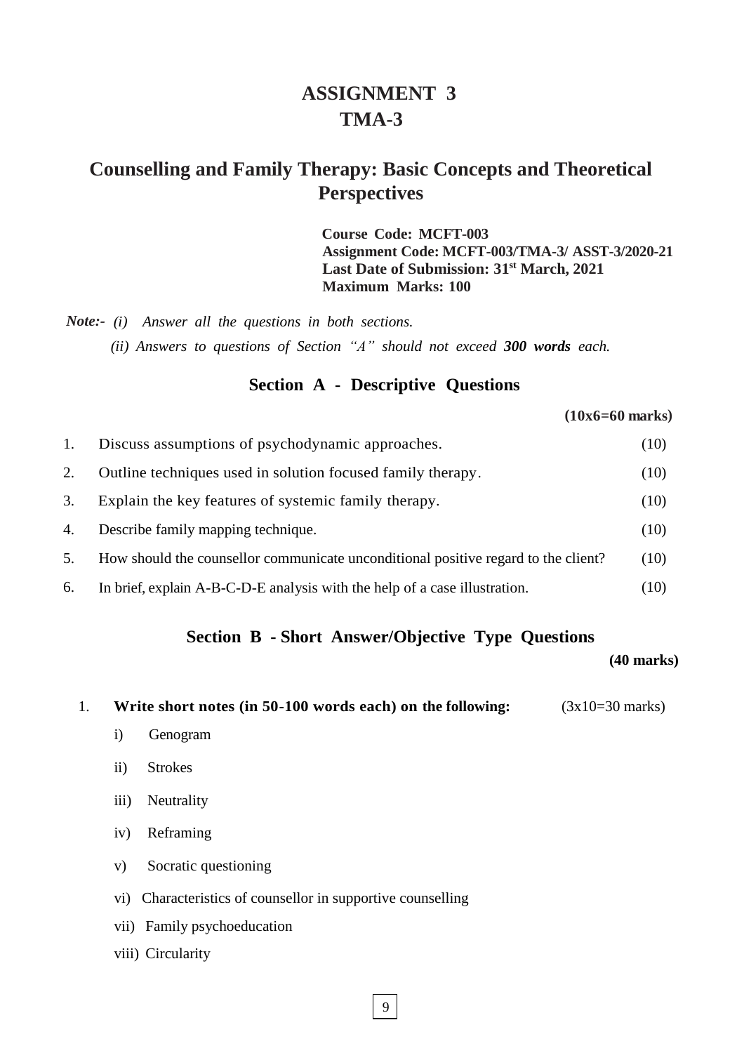# ASSIGNMENT 3
# TMA-3

## Counselling and Family Therapy: Basic Concepts and Theoretical Perspectives

**Course Code: MCFT-003**
**Assignment Code: MCFT-003/TMA-3/ ASST-3/2020-21**
**Last Date of Submission: 31st March, 2021**
**Maximum Marks: 100**

***Note:-*** *(i) Answer all the questions in both sections.*
*(ii) Answers to questions of Section "A" should not exceed **300 words** each.*

### Section A - Descriptive Questions

**(10x6=60 marks)**

1. Discuss assumptions of psychodynamic approaches. (10)
2. Outline techniques used in solution focused family therapy. (10)
3. Explain the key features of systemic family therapy. (10)
4. Describe family mapping technique. (10)
5. How should the counsellor communicate unconditional positive regard to the client? (10)
6. In brief, explain A-B-C-D-E analysis with the help of a case illustration. (10)

### Section B - Short Answer/Objective Type Questions

**(40 marks)**

1. **Write short notes (in 50-100 words each) on the following:** (3x10=30 marks)
   - i) Genogram
   - ii) Strokes
   - iii) Neutrality
   - iv) Reframing
   - v) Socratic questioning
   - vi) Characteristics of counsellor in supportive counselling
   - vii) Family psychoeducation
   - viii) Circularity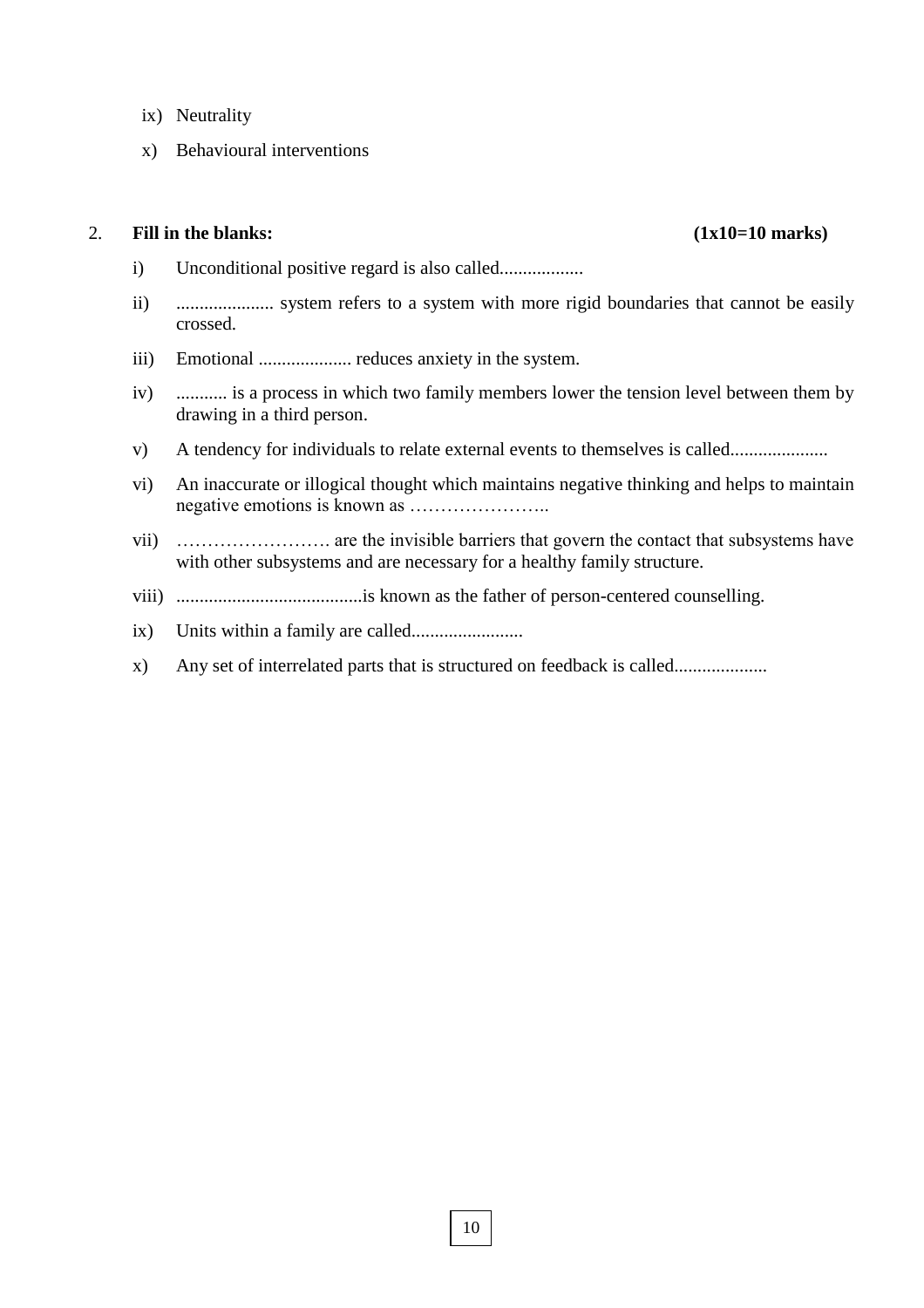ix) Neutrality

x) Behavioural interventions

2. **Fill in the blanks:** **(1x10=10 marks)**

i) Unconditional positive regard is also called..................

ii) ..................... system refers to a system with more rigid boundaries that cannot be easily crossed.

iii) Emotional .................... reduces anxiety in the system.

iv) ........... is a process in which two family members lower the tension level between them by drawing in a third person.

v) A tendency for individuals to relate external events to themselves is called.....................

vi) An inaccurate or illogical thought which maintains negative thinking and helps to maintain negative emotions is known as …………………..

vii) ……………………. are the invisible barriers that govern the contact that subsystems have with other subsystems and are necessary for a healthy family structure.

viii) ........................................is known as the father of person-centered counselling.

ix) Units within a family are called........................

x) Any set of interrelated parts that is structured on feedback is called....................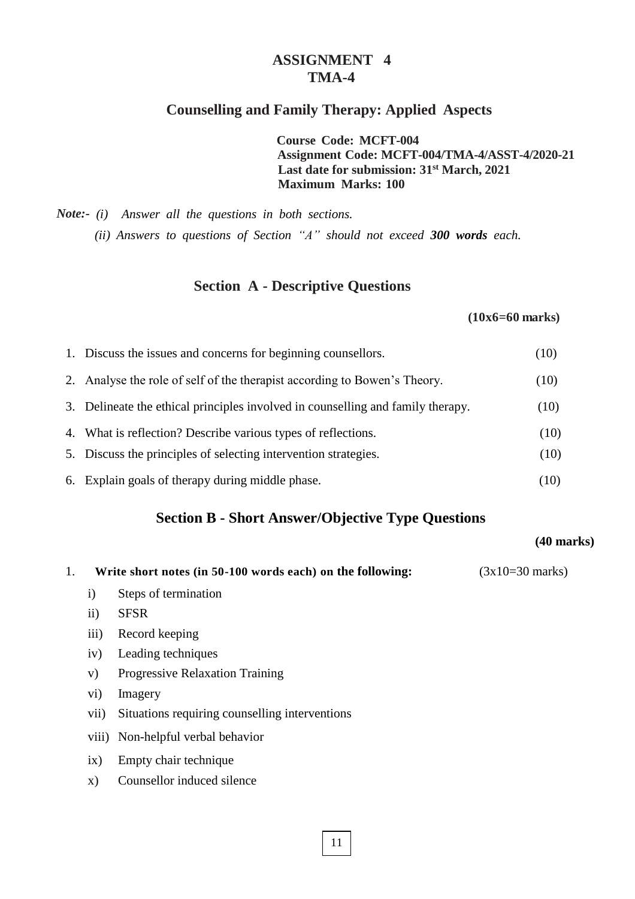# ASSIGNMENT 4
# TMA-4

## Counselling and Family Therapy: Applied Aspects

**Course Code: MCFT-004**
**Assignment Code: MCFT-004/TMA-4/ASST-4/2020-21**
**Last date for submission: 31st March, 2021**
**Maximum Marks: 100**

***Note:-*** *(i) Answer all the questions in both sections.*
*(ii) Answers to questions of Section "A" should not exceed **300 words** each.*

## Section A - Descriptive Questions

**(10x6=60 marks)**

1. Discuss the issues and concerns for beginning counsellors. (10)
2. Analyse the role of self of the therapist according to Bowen's Theory. (10)
3. Delineate the ethical principles involved in counselling and family therapy. (10)
4. What is reflection? Describe various types of reflections. (10)
5. Discuss the principles of selecting intervention strategies. (10)
6. Explain goals of therapy during middle phase. (10)

## Section B - Short Answer/Objective Type Questions

**(40 marks)**

1. **Write short notes (in 50-100 words each) on the following:** (3x10=30 marks)
   - i) Steps of termination
   - ii) SFSR
   - iii) Record keeping
   - iv) Leading techniques
   - v) Progressive Relaxation Training
   - vi) Imagery
   - vii) Situations requiring counselling interventions
   - viii) Non-helpful verbal behavior
   - ix) Empty chair technique
   - x) Counsellor induced silence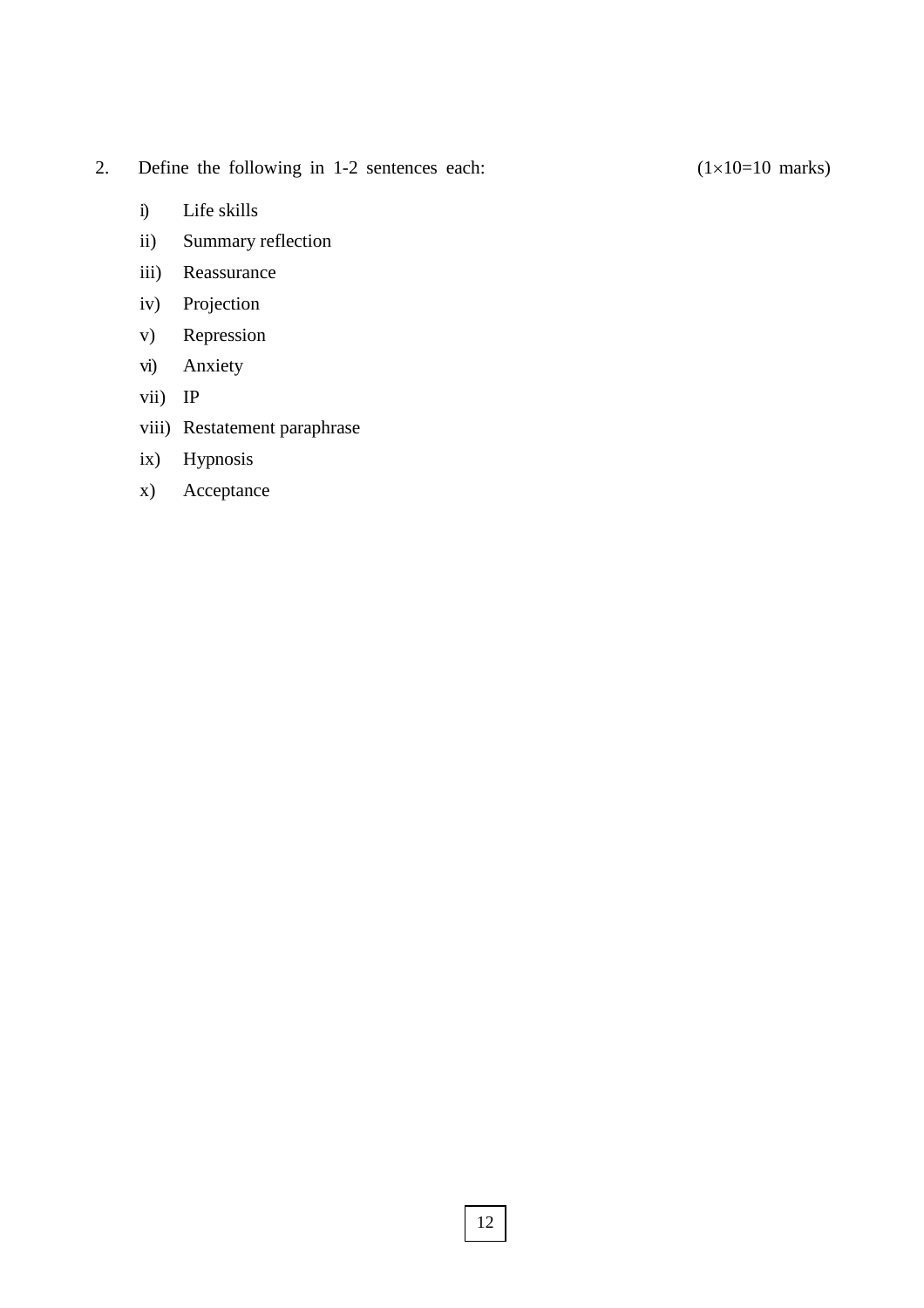2. Define the following in 1-2 sentences each: (1×10=10 marks)

i) Life skills

ii) Summary reflection

iii) Reassurance

iv) Projection

v) Repression

vi) Anxiety

vii) IP

viii) Restatement paraphrase

ix) Hypnosis

x) Acceptance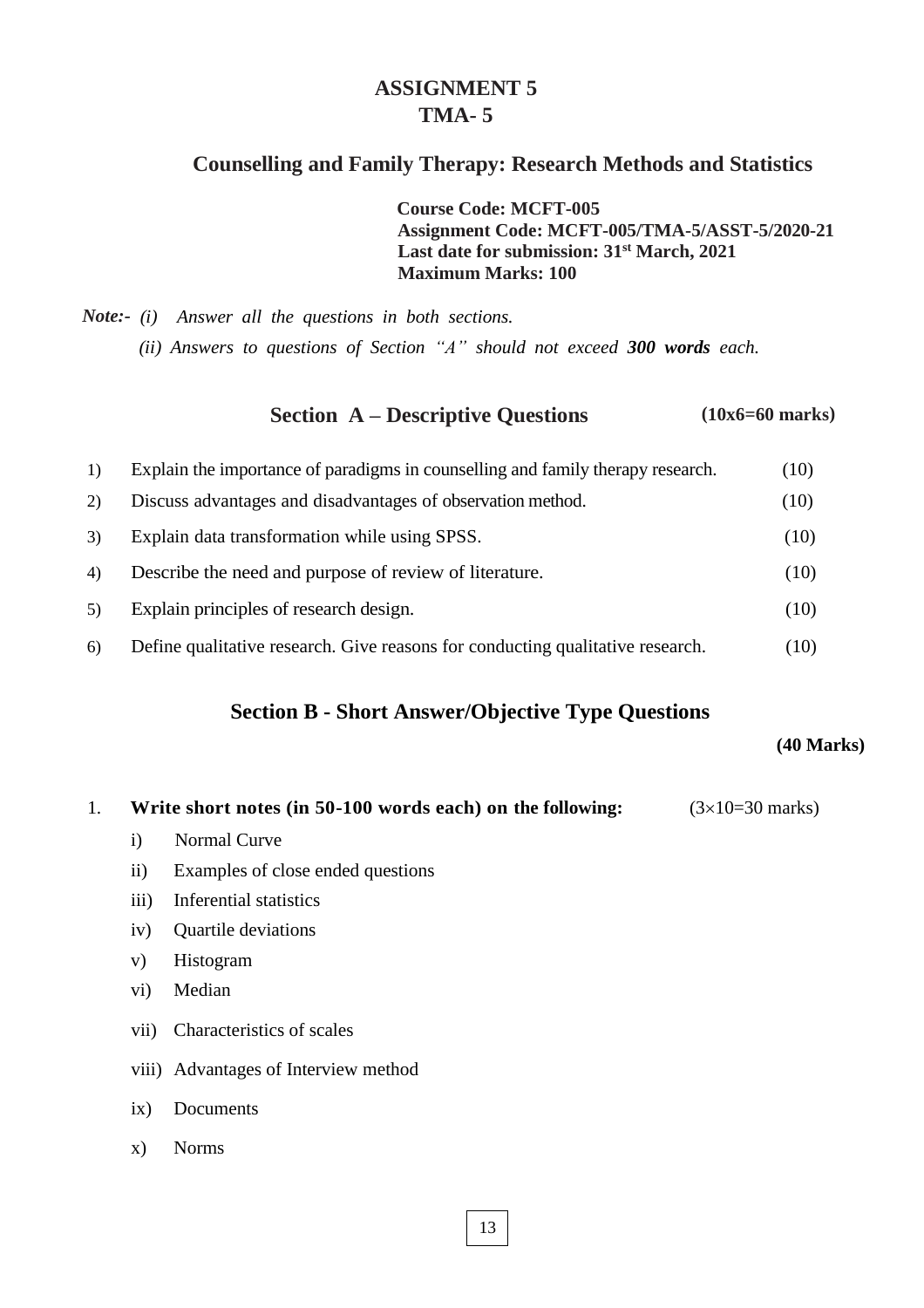# ASSIGNMENT 5
# TMA- 5

## Counselling and Family Therapy: Research Methods and Statistics

**Course Code: MCFT-005**
**Assignment Code: MCFT-005/TMA-5/ASST-5/2020-21**
**Last date for submission: 31st March, 2021**
**Maximum Marks: 100**

***Note:-*** *(i) Answer all the questions in both sections.*
*(ii) Answers to questions of Section "A" should not exceed **300 words** each.*

### Section A – Descriptive Questions (10x6=60 marks)

1) Explain the importance of paradigms in counselling and family therapy research. (10)
2) Discuss advantages and disadvantages of observation method. (10)
3) Explain data transformation while using SPSS. (10)
4) Describe the need and purpose of review of literature. (10)
5) Explain principles of research design. (10)
6) Define qualitative research. Give reasons for conducting qualitative research. (10)

### Section B - Short Answer/Objective Type Questions

**(40 Marks)**

1. **Write short notes (in 50-100 words each) on the following:** ($3 \times 10 = 30$ marks)
   - i) Normal Curve
   - ii) Examples of close ended questions
   - iii) Inferential statistics
   - iv) Quartile deviations
   - v) Histogram
   - vi) Median
   - vii) Characteristics of scales
   - viii) Advantages of Interview method
   - ix) Documents
   - x) Norms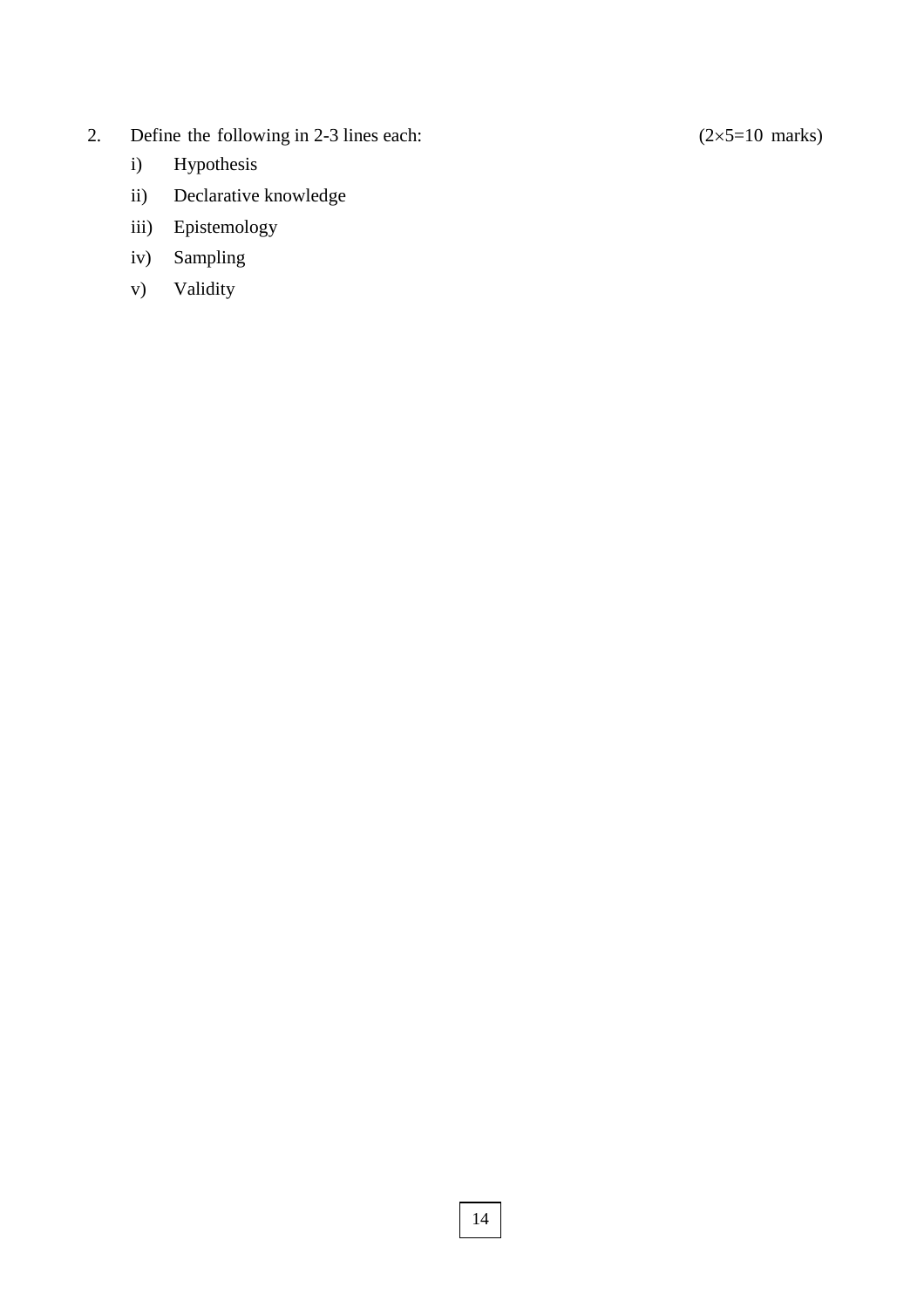2. Define the following in 2-3 lines each: $(2 \times 5 = 10$ marks$)$

   i) Hypothesis

   ii) Declarative knowledge

   iii) Epistemology

   iv) Sampling

   v) Validity